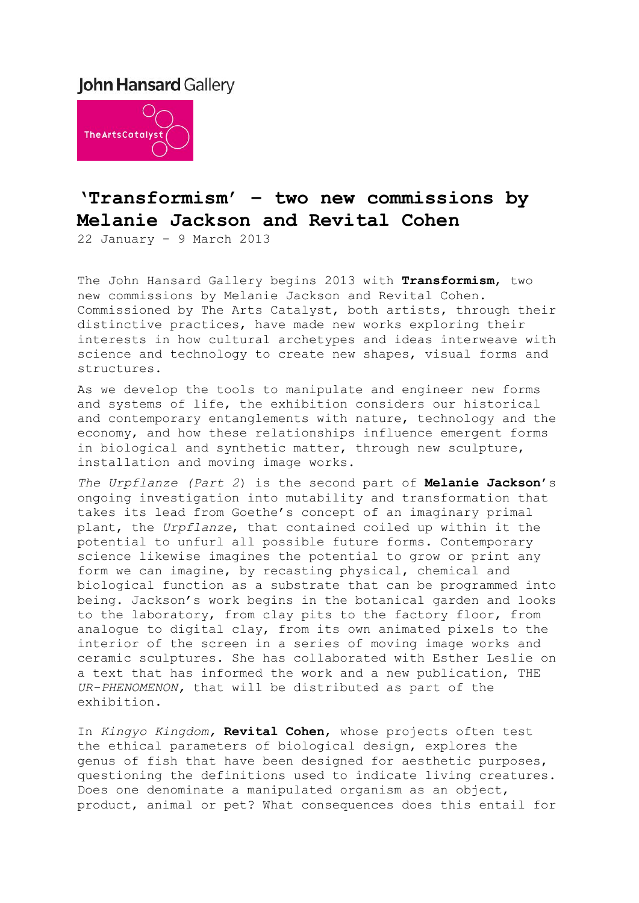John Hansard Gallery

TheArtsCatalyst

# 'Transformism' – two new commissions by Melanie Jackson and Revital Cohen

22 January – 9 March 2013

The John Hansard Gallery begins 2013 with **Transformism**, two new commissions by Melanie Jackson and Revital Cohen. Commissioned by The Arts Catalyst, both artists, through their distinctive practices, have made new works exploring their interests in how cultural archetypes and ideas interweave with science and technology to create new shapes, visual forms and structures.

As we develop the tools to manipulate and engineer new forms and systems of life, the exhibition considers our historical and contemporary entanglements with nature, technology and the economy, and how these relationships influence emergent forms in biological and synthetic matter, through new sculpture, installation and moving image works.

*The Urpflanze (Part 2)* is the second part of **Melanie Jackson**'s ongoing investigation into mutability and transformation that takes its lead from Goethe's concept of an imaginary primal plant, the *Urpflanze*, that contained coiled up within it the potential to unfurl all possible future forms. Contemporary science likewise imagines the potential to grow or print any form we can imagine, by recasting physical, chemical and biological function as a substrate that can be programmed into being. Jackson's work begins in the botanical garden and looks to the laboratory, from clay pits to the factory floor, from analogue to digital clay, from its own animated pixels to the interior of the screen in a series of moving image works and ceramic sculptures. She has collaborated with Esther Leslie on a text that has informed the work and a new publication, THE *UR-PHENOMENON,* that will be distributed as part of the exhibition.

In *Kingyo Kingdom,* **Revital Cohen**, whose projects often test the ethical parameters of biological design, explores the genus of fish that have been designed for aesthetic purposes, questioning the definitions used to indicate living creatures. Does one denominate a manipulated organism as an object, product, animal or pet? What consequences does this entail for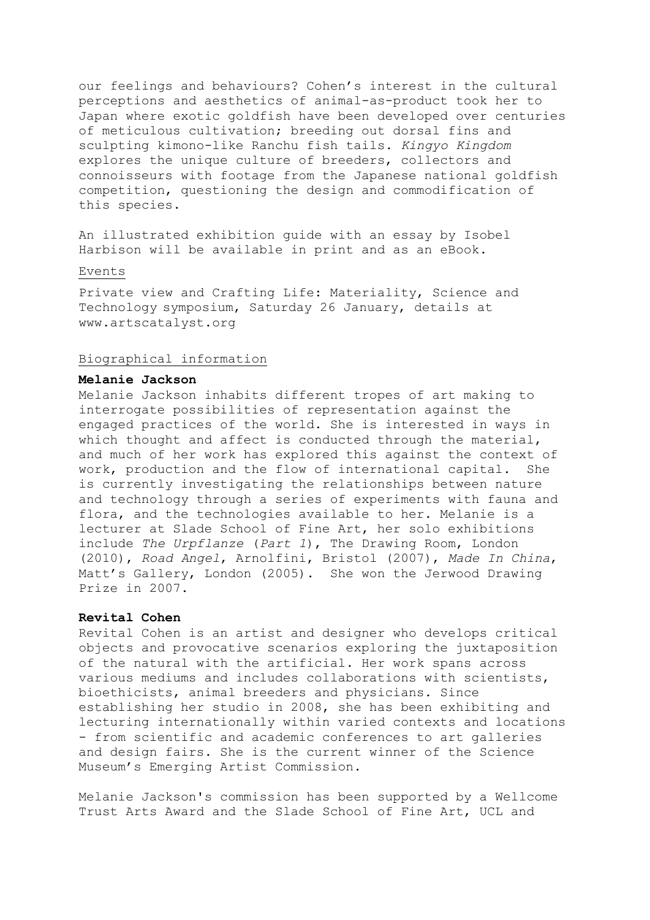our feelings and behaviours? Cohen's interest in the cultural perceptions and aesthetics of animal-as-product took her to Japan where exotic goldfish have been developed over centuries of meticulous cultivation; breeding out dorsal fins and sculpting kimono-like Ranchu fish tails. *Kingyo Kingdom* explores the unique culture of breeders, collectors and connoisseurs with footage from the Japanese national goldfish competition, questioning the design and commodification of this species.

An illustrated exhibition guide with an essay by Isobel Harbison will be available in print and as an eBook.

Events

Private view and Crafting Life: Materiality, Science and Technology symposium, Saturday 26 January, details at www.artscatalyst.org

Biographical information

**Melanie Jackson**

Melanie Jackson inhabits different tropes of art making to interrogate possibilities of representation against the engaged practices of the world. She is interested in ways in which thought and affect is conducted through the material, and much of her work has explored this against the context of work, production and the flow of international capital. She is currently investigating the relationships between nature and technology through a series of experiments with fauna and flora, and the technologies available to her. Melanie is a lecturer at Slade School of Fine Art, her solo exhibitions include *The Urpflanze* (*Part 1*), The Drawing Room, London (2010), *Road Angel*, Arnolfini, Bristol (2007), *Made In China*, Matt's Gallery, London (2005). She won the Jerwood Drawing Prize in 2007.

**Revital Cohen**

Revital Cohen is an artist and designer who develops critical objects and provocative scenarios exploring the juxtaposition of the natural with the artificial. Her work spans across various mediums and includes collaborations with scientists, bioethicists, animal breeders and physicians. Since establishing her studio in 2008, she has been exhibiting and lecturing internationally within varied contexts and locations - from scientific and academic conferences to art galleries and design fairs. She is the current winner of the Science Museum's Emerging Artist Commission.

Melanie Jackson's commission has been supported by a Wellcome Trust Arts Award and the Slade School of Fine Art, UCL and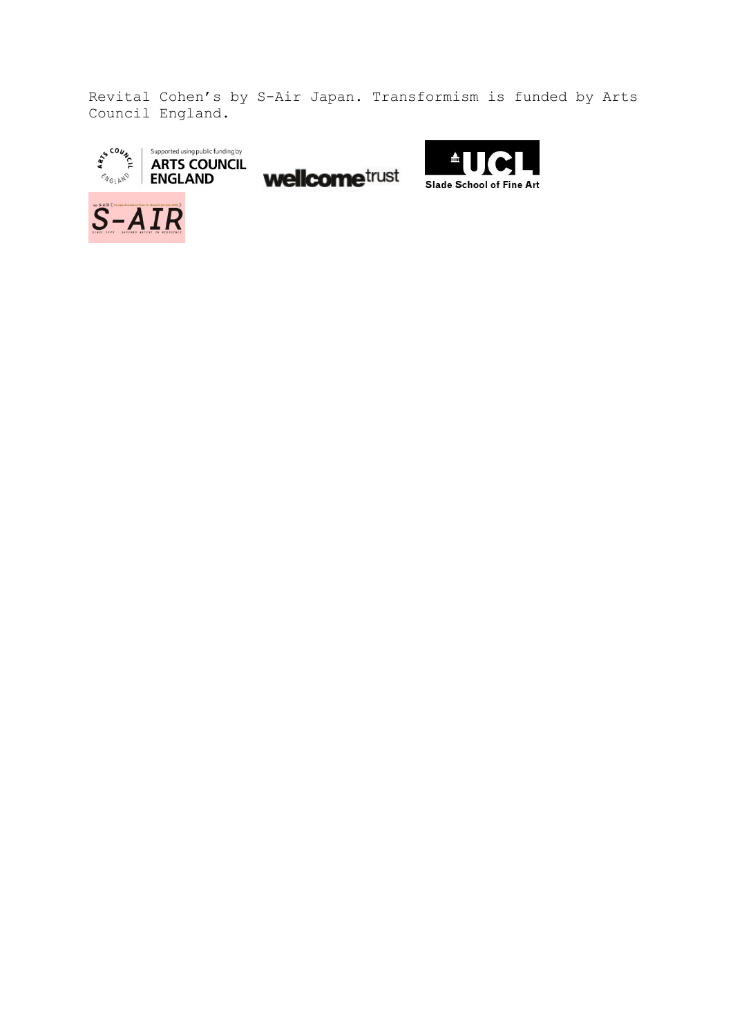Revital Cohen's by S-Air Japan. Transformism is funded by Arts Council England.